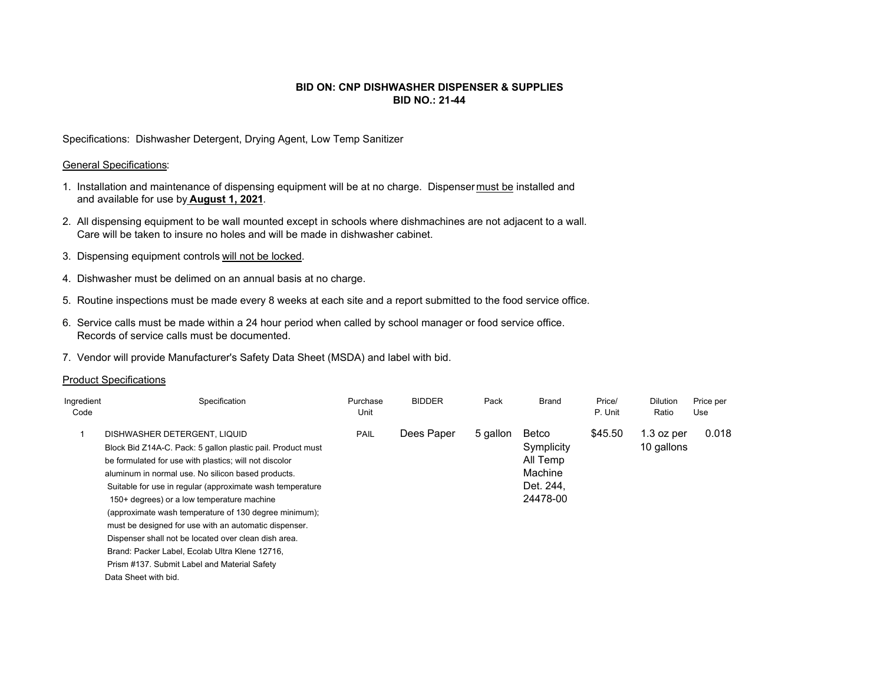**BID ON: CNP DISHWASHER DISPENSER & SUPPLIES**
**BID NO.: 21-44**

Specifications: Dishwasher Detergent, Drying Agent, Low Temp Sanitizer

General Specifications:

1. Installation and maintenance of dispensing equipment will be at no charge. Dispenser must be installed and and available for use by **August 1, 2021**.
2. All dispensing equipment to be wall mounted except in schools where dishmachines are not adjacent to a wall. Care will be taken to insure no holes and will be made in dishwasher cabinet.
3. Dispensing equipment controls will not be locked.
4. Dishwasher must be delimed on an annual basis at no charge.
5. Routine inspections must be made every 8 weeks at each site and a report submitted to the food service office.
6. Service calls must be made within a 24 hour period when called by school manager or food service office. Records of service calls must be documented.
7. Vendor will provide Manufacturer's Safety Data Sheet (MSDA) and label with bid.

Product Specifications

| Ingredient Code | Specification | Purchase Unit | BIDDER | Pack | Brand | Price/ P. Unit | Dilution Ratio | Price per Use |
|---|---|---|---|---|---|---|---|---|
| 1 | DISHWASHER DETERGENT, LIQUID Block Bid Z14A-C. Pack: 5 gallon plastic pail. Product must be formulated for use with plastics; will not discolor aluminum in normal use. No silicon based products. Suitable for use in regular (approximate wash temperature 150+ degrees) or a low temperature machine (approximate wash temperature of 130 degree minimum); must be designed for use with an automatic dispenser. Dispenser shall not be located over clean dish area. Brand: Packer Label, Ecolab Ultra Klene 12716, Prism #137. Submit Label and Material Safety Data Sheet with bid. | PAIL | Dees Paper | 5 gallon | Betco Symplicity All Temp Machine Det. 244, 24478-00 | $45.50 | 1.3 oz per 10 gallons | 0.018 |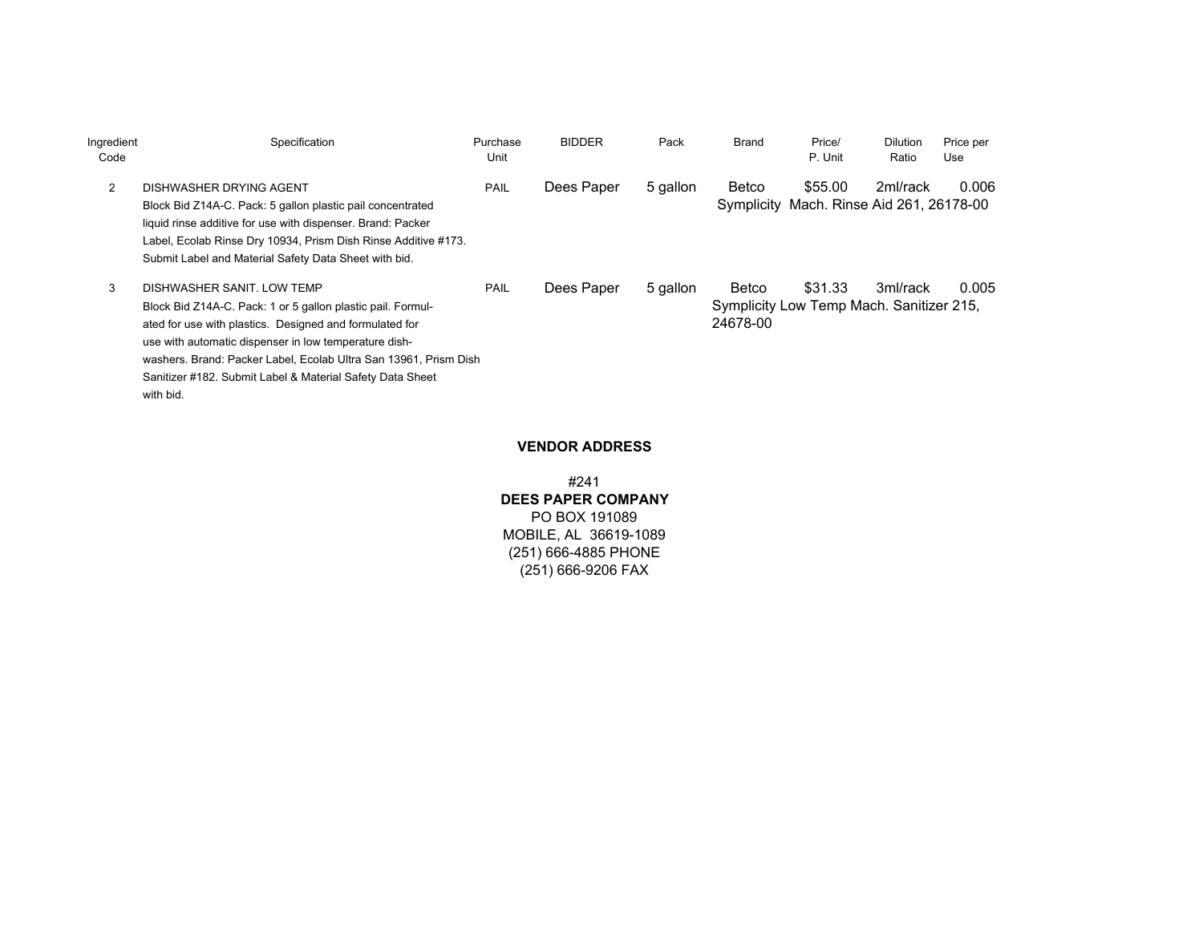| Ingredient Code | Specification | Purchase Unit | BIDDER | Pack | Brand | Price/ P. Unit | Dilution Ratio | Price per Use |
|---|---|---|---|---|---|---|---|---|
| 2 | DISHWASHER DRYING AGENT Block Bid Z14A-C. Pack: 5 gallon plastic pail concentrated liquid rinse additive for use with dispenser. Brand: Packer Label, Ecolab Rinse Dry 10934, Prism Dish Rinse Additive #173. Submit Label and Material Safety Data Sheet with bid. | PAIL | Dees Paper | 5 gallon | Betco Symplicity Mach. Rinse Aid 261, 26178-00 | $55.00 | 2ml/rack | 0.006 |
| 3 | DISHWASHER SANIT. LOW TEMP Block Bid Z14A-C. Pack: 1 or 5 gallon plastic pail. Formulated for use with plastics. Designed and formulated for use with automatic dispenser in low temperature dishwashers. Brand: Packer Label, Ecolab Ultra San 13961, Prism Dish Sanitizer #182. Submit Label & Material Safety Data Sheet with bid. | PAIL | Dees Paper | 5 gallon | Betco Symplicity Low Temp Mach. Sanitizer 215, 24678-00 | $31.33 | 3ml/rack | 0.005 |

**VENDOR ADDRESS**

#241
**DEES PAPER COMPANY**
PO BOX 191089
MOBILE, AL 36619-1089
(251) 666-4885 PHONE
(251) 666-9206 FAX